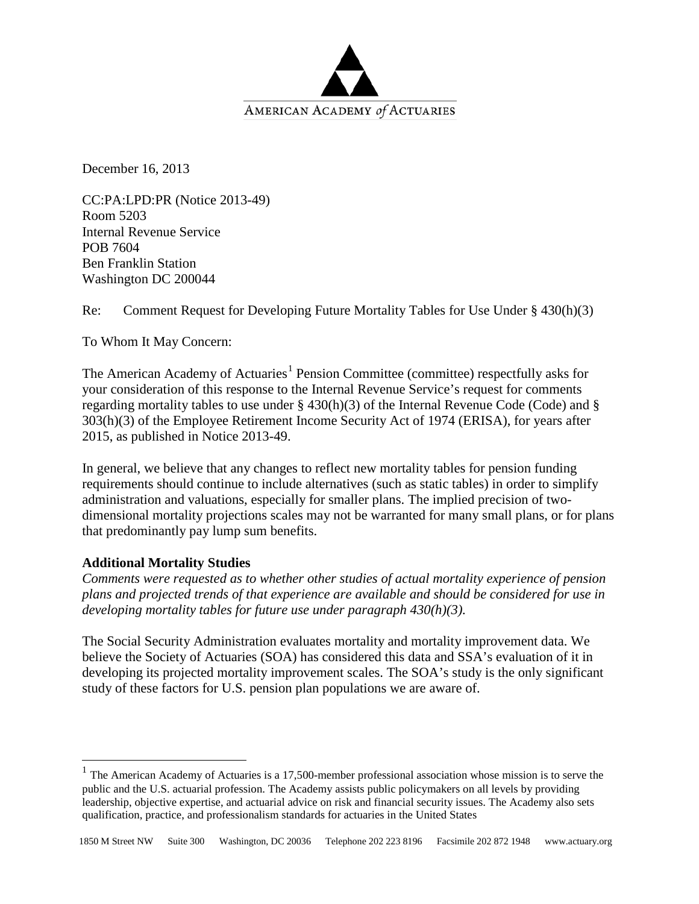AMERICAN ACADEMY *of* ACTUARIES

December 16, 2013

CC:PA:LPD:PR (Notice 2013-49)
Room 5203
Internal Revenue Service
POB 7604
Ben Franklin Station
Washington DC 200044

Re: Comment Request for Developing Future Mortality Tables for Use Under § 430(h)(3)

To Whom It May Concern:

The American Academy of Actuaries[1] Pension Committee (committee) respectfully asks for your consideration of this response to the Internal Revenue Service's request for comments regarding mortality tables to use under § 430(h)(3) of the Internal Revenue Code (Code) and § 303(h)(3) of the Employee Retirement Income Security Act of 1974 (ERISA), for years after 2015, as published in Notice 2013-49.

In general, we believe that any changes to reflect new mortality tables for pension funding requirements should continue to include alternatives (such as static tables) in order to simplify administration and valuations, especially for smaller plans. The implied precision of two-dimensional mortality projections scales may not be warranted for many small plans, or for plans that predominantly pay lump sum benefits.

**Additional Mortality Studies**

*Comments were requested as to whether other studies of actual mortality experience of pension plans and projected trends of that experience are available and should be considered for use in developing mortality tables for future use under paragraph 430(h)(3).*

The Social Security Administration evaluates mortality and mortality improvement data. We believe the Society of Actuaries (SOA) has considered this data and SSA's evaluation of it in developing its projected mortality improvement scales. The SOA's study is the only significant study of these factors for U.S. pension plan populations we are aware of.

[1] The American Academy of Actuaries is a 17,500-member professional association whose mission is to serve the public and the U.S. actuarial profession. The Academy assists public policymakers on all levels by providing leadership, objective expertise, and actuarial advice on risk and financial security issues. The Academy also sets qualification, practice, and professionalism standards for actuaries in the United States

1850 M Street NW Suite 300 Washington, DC 20036 Telephone 202 223 8196 Facsimile 202 872 1948 www.actuary.org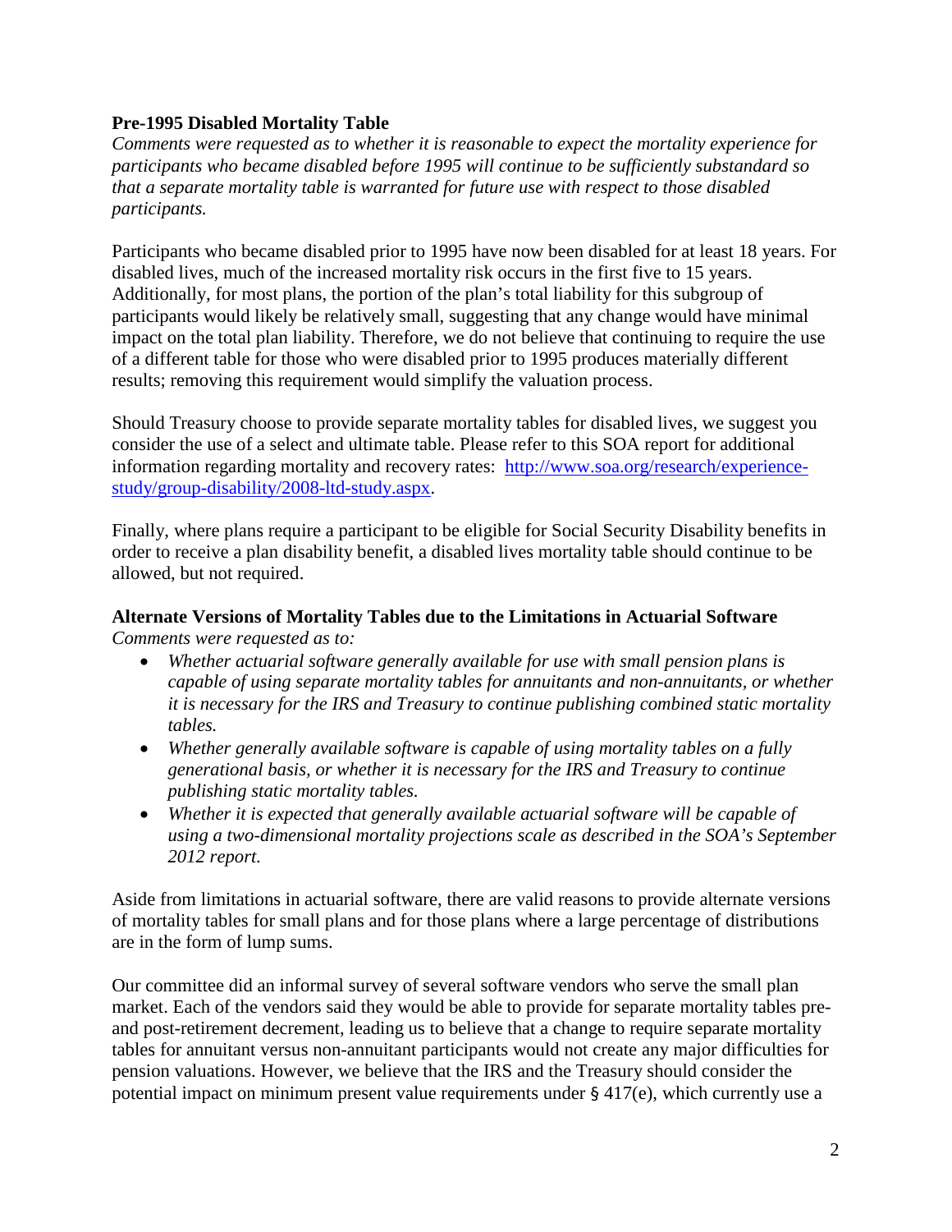**Pre-1995 Disabled Mortality Table**

*Comments were requested as to whether it is reasonable to expect the mortality experience for participants who became disabled before 1995 will continue to be sufficiently substandard so that a separate mortality table is warranted for future use with respect to those disabled participants.*

Participants who became disabled prior to 1995 have now been disabled for at least 18 years. For disabled lives, much of the increased mortality risk occurs in the first five to 15 years. Additionally, for most plans, the portion of the plan's total liability for this subgroup of participants would likely be relatively small, suggesting that any change would have minimal impact on the total plan liability. Therefore, we do not believe that continuing to require the use of a different table for those who were disabled prior to 1995 produces materially different results; removing this requirement would simplify the valuation process.

Should Treasury choose to provide separate mortality tables for disabled lives, we suggest you consider the use of a select and ultimate table. Please refer to this SOA report for additional information regarding mortality and recovery rates: [http://www.soa.org/research/experience-study/group-disability/2008-ltd-study.aspx](http://www.soa.org/research/experience-study/group-disability/2008-ltd-study.aspx).

Finally, where plans require a participant to be eligible for Social Security Disability benefits in order to receive a plan disability benefit, a disabled lives mortality table should continue to be allowed, but not required.

**Alternate Versions of Mortality Tables due to the Limitations in Actuarial Software**

*Comments were requested as to:*

- *Whether actuarial software generally available for use with small pension plans is capable of using separate mortality tables for annuitants and non-annuitants, or whether it is necessary for the IRS and Treasury to continue publishing combined static mortality tables.*
- *Whether generally available software is capable of using mortality tables on a fully generational basis, or whether it is necessary for the IRS and Treasury to continue publishing static mortality tables.*
- *Whether it is expected that generally available actuarial software will be capable of using a two-dimensional mortality projections scale as described in the SOA's September 2012 report.*

Aside from limitations in actuarial software, there are valid reasons to provide alternate versions of mortality tables for small plans and for those plans where a large percentage of distributions are in the form of lump sums.

Our committee did an informal survey of several software vendors who serve the small plan market. Each of the vendors said they would be able to provide for separate mortality tables pre- and post-retirement decrement, leading us to believe that a change to require separate mortality tables for annuitant versus non-annuitant participants would not create any major difficulties for pension valuations. However, we believe that the IRS and the Treasury should consider the potential impact on minimum present value requirements under § 417(e), which currently use a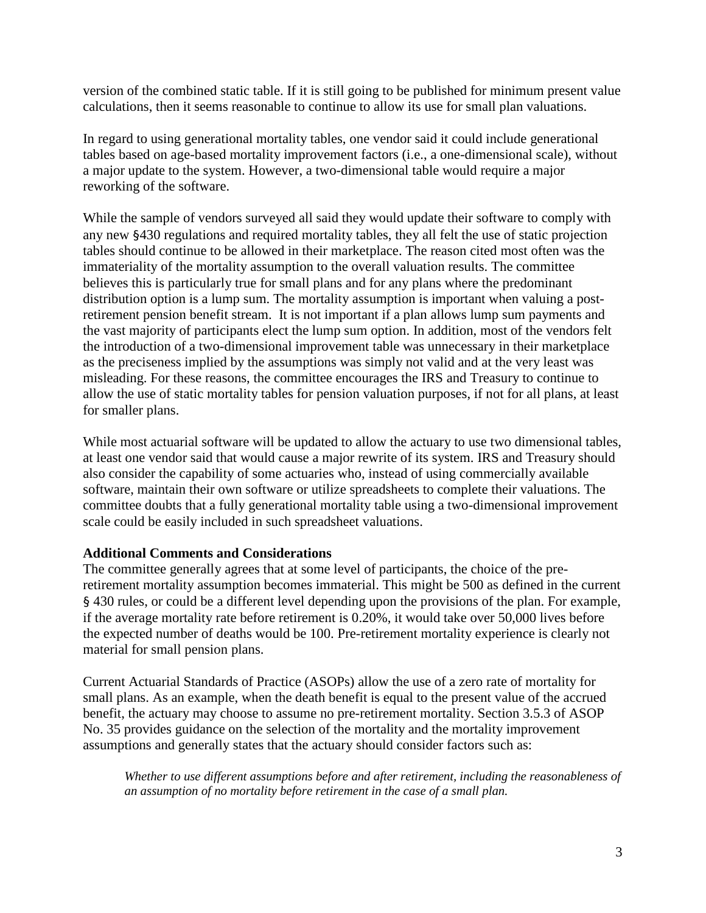version of the combined static table. If it is still going to be published for minimum present value calculations, then it seems reasonable to continue to allow its use for small plan valuations.

In regard to using generational mortality tables, one vendor said it could include generational tables based on age-based mortality improvement factors (i.e., a one-dimensional scale), without a major update to the system. However, a two-dimensional table would require a major reworking of the software.

While the sample of vendors surveyed all said they would update their software to comply with any new §430 regulations and required mortality tables, they all felt the use of static projection tables should continue to be allowed in their marketplace. The reason cited most often was the immateriality of the mortality assumption to the overall valuation results. The committee believes this is particularly true for small plans and for any plans where the predominant distribution option is a lump sum. The mortality assumption is important when valuing a post-retirement pension benefit stream. It is not important if a plan allows lump sum payments and the vast majority of participants elect the lump sum option. In addition, most of the vendors felt the introduction of a two-dimensional improvement table was unnecessary in their marketplace as the preciseness implied by the assumptions was simply not valid and at the very least was misleading. For these reasons, the committee encourages the IRS and Treasury to continue to allow the use of static mortality tables for pension valuation purposes, if not for all plans, at least for smaller plans.

While most actuarial software will be updated to allow the actuary to use two dimensional tables, at least one vendor said that would cause a major rewrite of its system. IRS and Treasury should also consider the capability of some actuaries who, instead of using commercially available software, maintain their own software or utilize spreadsheets to complete their valuations. The committee doubts that a fully generational mortality table using a two-dimensional improvement scale could be easily included in such spreadsheet valuations.

**Additional Comments and Considerations**

The committee generally agrees that at some level of participants, the choice of the pre-retirement mortality assumption becomes immaterial. This might be 500 as defined in the current § 430 rules, or could be a different level depending upon the provisions of the plan. For example, if the average mortality rate before retirement is 0.20%, it would take over 50,000 lives before the expected number of deaths would be 100. Pre-retirement mortality experience is clearly not material for small pension plans.

Current Actuarial Standards of Practice (ASOPs) allow the use of a zero rate of mortality for small plans. As an example, when the death benefit is equal to the present value of the accrued benefit, the actuary may choose to assume no pre-retirement mortality. Section 3.5.3 of ASOP No. 35 provides guidance on the selection of the mortality and the mortality improvement assumptions and generally states that the actuary should consider factors such as:

> *Whether to use different assumptions before and after retirement, including the reasonableness of an assumption of no mortality before retirement in the case of a small plan.*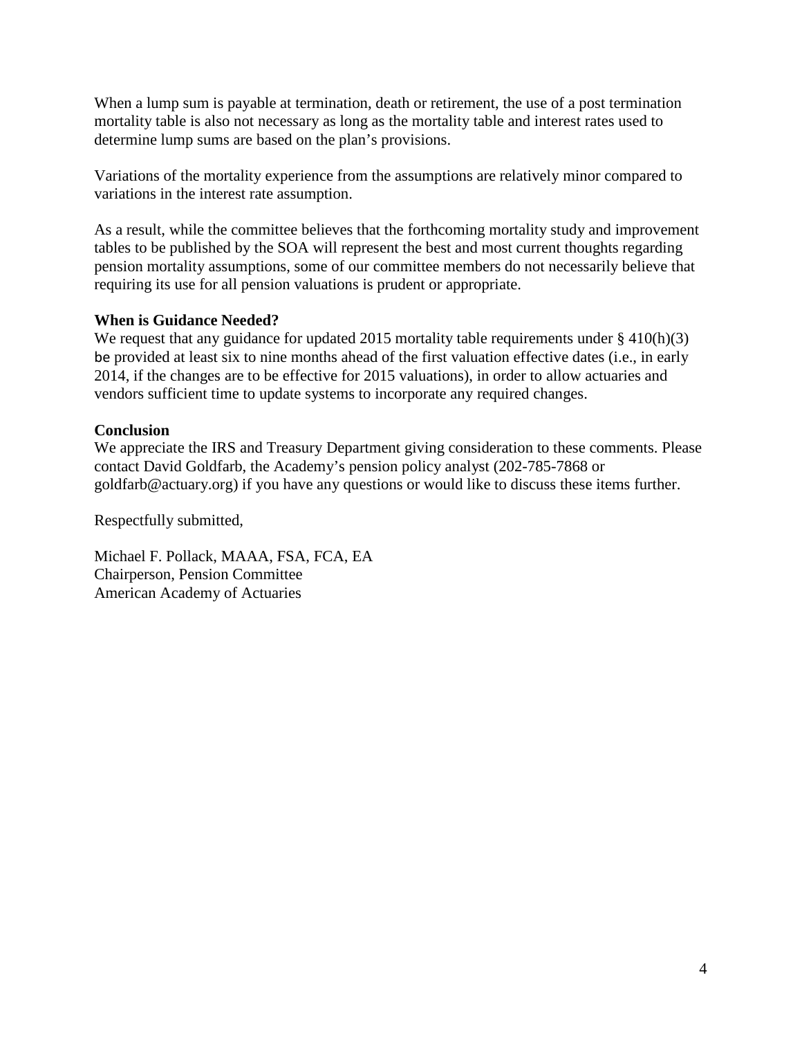When a lump sum is payable at termination, death or retirement, the use of a post termination mortality table is also not necessary as long as the mortality table and interest rates used to determine lump sums are based on the plan's provisions.

Variations of the mortality experience from the assumptions are relatively minor compared to variations in the interest rate assumption.

As a result, while the committee believes that the forthcoming mortality study and improvement tables to be published by the SOA will represent the best and most current thoughts regarding pension mortality assumptions, some of our committee members do not necessarily believe that requiring its use for all pension valuations is prudent or appropriate.

**When is Guidance Needed?**

We request that any guidance for updated 2015 mortality table requirements under § 410(h)(3) be provided at least six to nine months ahead of the first valuation effective dates (i.e., in early 2014, if the changes are to be effective for 2015 valuations), in order to allow actuaries and vendors sufficient time to update systems to incorporate any required changes.

**Conclusion**

We appreciate the IRS and Treasury Department giving consideration to these comments. Please contact David Goldfarb, the Academy's pension policy analyst (202-785-7868 or goldfarb@actuary.org) if you have any questions or would like to discuss these items further.

Respectfully submitted,

Michael F. Pollack, MAAA, FSA, FCA, EA
Chairperson, Pension Committee
American Academy of Actuaries